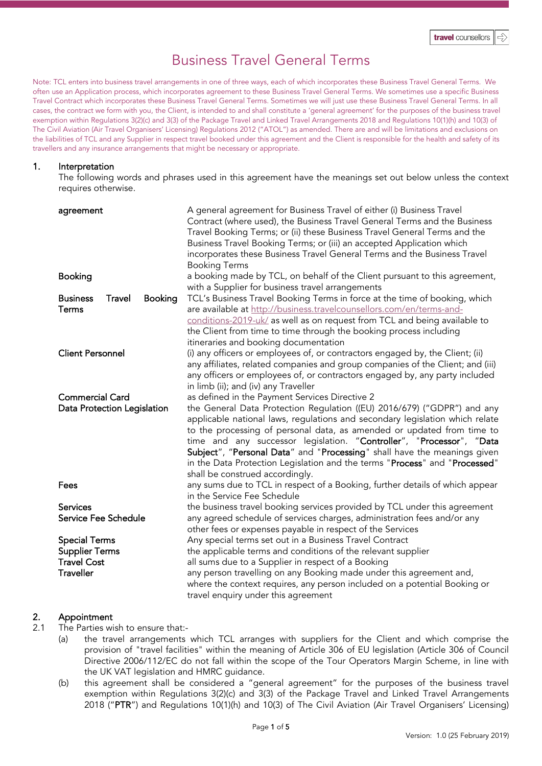# Business Travel General Terms

Note: TCL enters into business travel arrangements in one of three ways, each of which incorporates these Business Travel General Terms. We often use an Application process, which incorporates agreement to these Business Travel General Terms. We sometimes use a specific Business Travel Contract which incorporates these Business Travel General Terms. Sometimes we will just use these Business Travel General Terms. In all cases, the contract we form with you, the Client, is intended to and shall constitute a 'general agreement' for the purposes of the business travel exemption within Regulations 3(2)(c) and 3(3) of the Package Travel and Linked Travel Arrangements 2018 and Regulations 10(1)(h) and 10(3) of The Civil Aviation (Air Travel Organisers' Licensing) Regulations 2012 ("ATOL") as amended. There are and will be limitations and exclusions on the liabilities of TCL and any Supplier in respect travel booked under this agreement and the Client is responsible for the health and safety of its travellers and any insurance arrangements that might be necessary or appropriate.

## 1. Interpretation

The following words and phrases used in this agreement have the meanings set out below unless the context requires otherwise.

| | |
|---|---|
| **agreement** | A general agreement for Business Travel of either (i) Business Travel Contract (where used), the Business Travel General Terms and the Business Travel Booking Terms; or (ii) these Business Travel General Terms and the Business Travel Booking Terms; or (iii) an accepted Application which incorporates these Business Travel General Terms and the Business Travel Booking Terms |
| **Booking** | a booking made by TCL, on behalf of the Client pursuant to this agreement, with a Supplier for business travel arrangements |
| **Business Travel Booking Terms** | TCL's Business Travel Booking Terms in force at the time of booking, which are available at http://business.travelcounsellors.com/en/terms-and-conditions-2019-uk/ as well as on request from TCL and being available to the Client from time to time through the booking process including itineraries and booking documentation |
| **Client Personnel** | (i) any officers or employees of, or contractors engaged by, the Client; (ii) any affiliates, related companies and group companies of the Client; and (iii) any officers or employees of, or contractors engaged by, any party included in limb (ii); and (iv) any Traveller |
| **Commercial Card** | as defined in the Payment Services Directive 2 |
| **Data Protection Legislation** | the General Data Protection Regulation ((EU) 2016/679) ("GDPR") and any applicable national laws, regulations and secondary legislation which relate to the processing of personal data, as amended or updated from time to time and any successor legislation. "**Controller**", "**Processor**", "**Data Subject**", "**Personal Data**" and "**Processing**" shall have the meanings given in the Data Protection Legislation and the terms "**Process**" and "**Processed**" shall be construed accordingly. |
| **Fees** | any sums due to TCL in respect of a Booking, further details of which appear in the Service Fee Schedule |
| **Services** | the business travel booking services provided by TCL under this agreement |
| **Service Fee Schedule** | any agreed schedule of services charges, administration fees and/or any other fees or expenses payable in respect of the Services |
| **Special Terms** | Any special terms set out in a Business Travel Contract |
| **Supplier Terms** | the applicable terms and conditions of the relevant supplier |
| **Travel Cost** | all sums due to a Supplier in respect of a Booking |
| **Traveller** | any person travelling on any Booking made under this agreement and, where the context requires, any person included on a potential Booking or travel enquiry under this agreement |

## 2. Appointment

2.1 The Parties wish to ensure that:-

(a) the travel arrangements which TCL arranges with suppliers for the Client and which comprise the provision of "travel facilities" within the meaning of Article 306 of EU legislation (Article 306 of Council Directive 2006/112/EC do not fall within the scope of the Tour Operators Margin Scheme, in line with the UK VAT legislation and HMRC guidance.

(b) this agreement shall be considered a "general agreement" for the purposes of the business travel exemption within Regulations 3(2)(c) and 3(3) of the Package Travel and Linked Travel Arrangements 2018 ("**PTR**") and Regulations 10(1)(h) and 10(3) of The Civil Aviation (Air Travel Organisers' Licensing)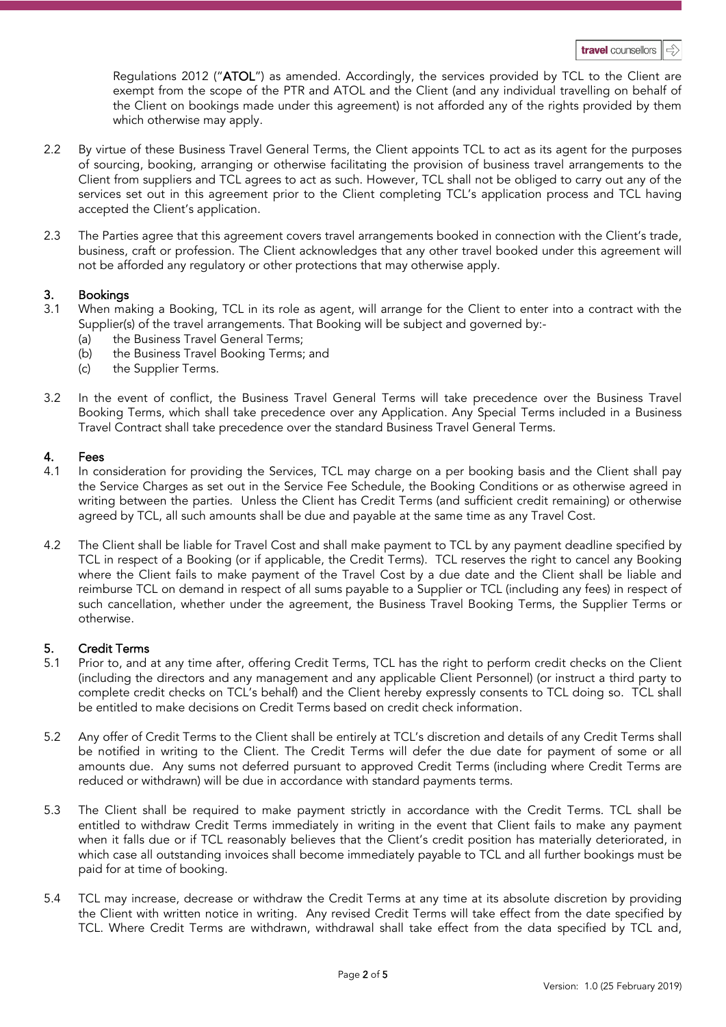Regulations 2012 ("**ATOL**") as amended. Accordingly, the services provided by TCL to the Client are exempt from the scope of the PTR and ATOL and the Client (and any individual travelling on behalf of the Client on bookings made under this agreement) is not afforded any of the rights provided by them which otherwise may apply.

2.2 By virtue of these Business Travel General Terms, the Client appoints TCL to act as its agent for the purposes of sourcing, booking, arranging or otherwise facilitating the provision of business travel arrangements to the Client from suppliers and TCL agrees to act as such. However, TCL shall not be obliged to carry out any of the services set out in this agreement prior to the Client completing TCL's application process and TCL having accepted the Client's application.

2.3 The Parties agree that this agreement covers travel arrangements booked in connection with the Client's trade, business, craft or profession. The Client acknowledges that any other travel booked under this agreement will not be afforded any regulatory or other protections that may otherwise apply.

## 3. Bookings

3.1 When making a Booking, TCL in its role as agent, will arrange for the Client to enter into a contract with the Supplier(s) of the travel arrangements. That Booking will be subject and governed by:-

   (a) the Business Travel General Terms;
   (b) the Business Travel Booking Terms; and
   (c) the Supplier Terms.

3.2 In the event of conflict, the Business Travel General Terms will take precedence over the Business Travel Booking Terms, which shall take precedence over any Application. Any Special Terms included in a Business Travel Contract shall take precedence over the standard Business Travel General Terms.

## 4. Fees

4.1 In consideration for providing the Services, TCL may charge on a per booking basis and the Client shall pay the Service Charges as set out in the Service Fee Schedule, the Booking Conditions or as otherwise agreed in writing between the parties. Unless the Client has Credit Terms (and sufficient credit remaining) or otherwise agreed by TCL, all such amounts shall be due and payable at the same time as any Travel Cost.

4.2 The Client shall be liable for Travel Cost and shall make payment to TCL by any payment deadline specified by TCL in respect of a Booking (or if applicable, the Credit Terms). TCL reserves the right to cancel any Booking where the Client fails to make payment of the Travel Cost by a due date and the Client shall be liable and reimburse TCL on demand in respect of all sums payable to a Supplier or TCL (including any fees) in respect of such cancellation, whether under the agreement, the Business Travel Booking Terms, the Supplier Terms or otherwise.

## 5. Credit Terms

5.1 Prior to, and at any time after, offering Credit Terms, TCL has the right to perform credit checks on the Client (including the directors and any management and any applicable Client Personnel) (or instruct a third party to complete credit checks on TCL's behalf) and the Client hereby expressly consents to TCL doing so. TCL shall be entitled to make decisions on Credit Terms based on credit check information.

5.2 Any offer of Credit Terms to the Client shall be entirely at TCL's discretion and details of any Credit Terms shall be notified in writing to the Client. The Credit Terms will defer the due date for payment of some or all amounts due. Any sums not deferred pursuant to approved Credit Terms (including where Credit Terms are reduced or withdrawn) will be due in accordance with standard payments terms.

5.3 The Client shall be required to make payment strictly in accordance with the Credit Terms. TCL shall be entitled to withdraw Credit Terms immediately in writing in the event that Client fails to make any payment when it falls due or if TCL reasonably believes that the Client's credit position has materially deteriorated, in which case all outstanding invoices shall become immediately payable to TCL and all further bookings must be paid for at time of booking.

5.4 TCL may increase, decrease or withdraw the Credit Terms at any time at its absolute discretion by providing the Client with written notice in writing. Any revised Credit Terms will take effect from the date specified by TCL. Where Credit Terms are withdrawn, withdrawal shall take effect from the data specified by TCL and,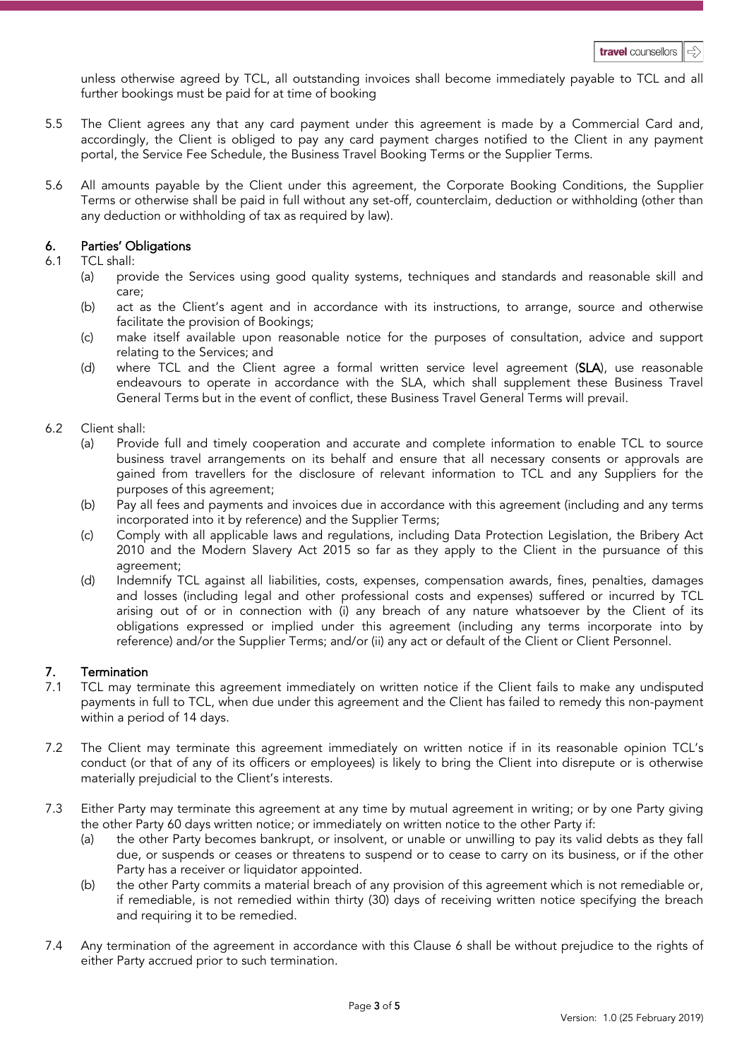unless otherwise agreed by TCL, all outstanding invoices shall become immediately payable to TCL and all further bookings must be paid for at time of booking

5.5 The Client agrees any that any card payment under this agreement is made by a Commercial Card and, accordingly, the Client is obliged to pay any card payment charges notified to the Client in any payment portal, the Service Fee Schedule, the Business Travel Booking Terms or the Supplier Terms.

5.6 All amounts payable by the Client under this agreement, the Corporate Booking Conditions, the Supplier Terms or otherwise shall be paid in full without any set-off, counterclaim, deduction or withholding (other than any deduction or withholding of tax as required by law).

## 6. Parties' Obligations

6.1 TCL shall:

- (a) provide the Services using good quality systems, techniques and standards and reasonable skill and care;
- (b) act as the Client's agent and in accordance with its instructions, to arrange, source and otherwise facilitate the provision of Bookings;
- (c) make itself available upon reasonable notice for the purposes of consultation, advice and support relating to the Services; and
- (d) where TCL and the Client agree a formal written service level agreement (**SLA**), use reasonable endeavours to operate in accordance with the SLA, which shall supplement these Business Travel General Terms but in the event of conflict, these Business Travel General Terms will prevail.

6.2 Client shall:

- (a) Provide full and timely cooperation and accurate and complete information to enable TCL to source business travel arrangements on its behalf and ensure that all necessary consents or approvals are gained from travellers for the disclosure of relevant information to TCL and any Suppliers for the purposes of this agreement;
- (b) Pay all fees and payments and invoices due in accordance with this agreement (including and any terms incorporated into it by reference) and the Supplier Terms;
- (c) Comply with all applicable laws and regulations, including Data Protection Legislation, the Bribery Act 2010 and the Modern Slavery Act 2015 so far as they apply to the Client in the pursuance of this agreement;
- (d) Indemnify TCL against all liabilities, costs, expenses, compensation awards, fines, penalties, damages and losses (including legal and other professional costs and expenses) suffered or incurred by TCL arising out of or in connection with (i) any breach of any nature whatsoever by the Client of its obligations expressed or implied under this agreement (including any terms incorporate into by reference) and/or the Supplier Terms; and/or (ii) any act or default of the Client or Client Personnel.

## 7. Termination

7.1 TCL may terminate this agreement immediately on written notice if the Client fails to make any undisputed payments in full to TCL, when due under this agreement and the Client has failed to remedy this non-payment within a period of 14 days.

7.2 The Client may terminate this agreement immediately on written notice if in its reasonable opinion TCL's conduct (or that of any of its officers or employees) is likely to bring the Client into disrepute or is otherwise materially prejudicial to the Client's interests.

7.3 Either Party may terminate this agreement at any time by mutual agreement in writing; or by one Party giving the other Party 60 days written notice; or immediately on written notice to the other Party if:

- (a) the other Party becomes bankrupt, or insolvent, or unable or unwilling to pay its valid debts as they fall due, or suspends or ceases or threatens to suspend or to cease to carry on its business, or if the other Party has a receiver or liquidator appointed.
- (b) the other Party commits a material breach of any provision of this agreement which is not remediable or, if remediable, is not remedied within thirty (30) days of receiving written notice specifying the breach and requiring it to be remedied.

7.4 Any termination of the agreement in accordance with this Clause 6 shall be without prejudice to the rights of either Party accrued prior to such termination.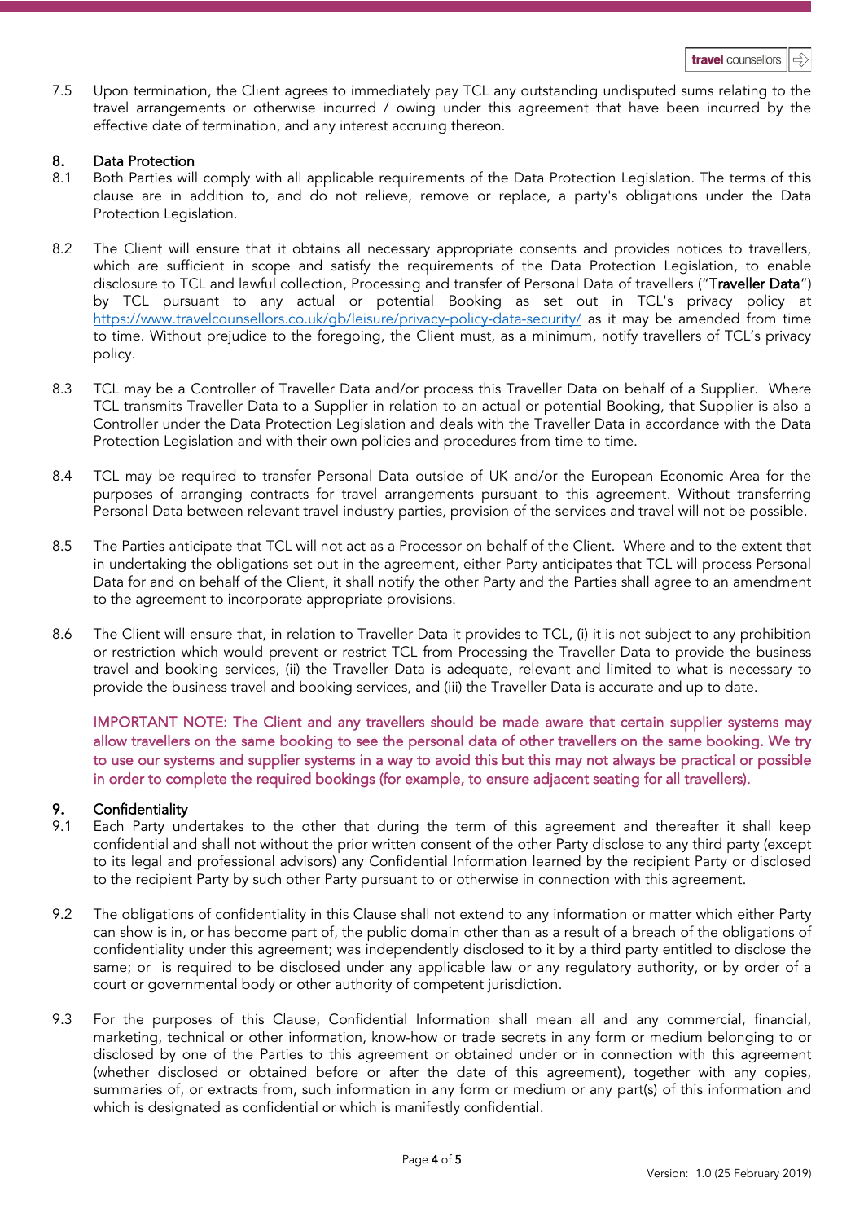7.5 Upon termination, the Client agrees to immediately pay TCL any outstanding undisputed sums relating to the travel arrangements or otherwise incurred / owing under this agreement that have been incurred by the effective date of termination, and any interest accruing thereon.

## 8. Data Protection

8.1 Both Parties will comply with all applicable requirements of the Data Protection Legislation. The terms of this clause are in addition to, and do not relieve, remove or replace, a party's obligations under the Data Protection Legislation.

8.2 The Client will ensure that it obtains all necessary appropriate consents and provides notices to travellers, which are sufficient in scope and satisfy the requirements of the Data Protection Legislation, to enable disclosure to TCL and lawful collection, Processing and transfer of Personal Data of travellers ("**Traveller Data**") by TCL pursuant to any actual or potential Booking as set out in TCL's privacy policy at https://www.travelcounsellors.co.uk/gb/leisure/privacy-policy-data-security/ as it may be amended from time to time. Without prejudice to the foregoing, the Client must, as a minimum, notify travellers of TCL's privacy policy.

8.3 TCL may be a Controller of Traveller Data and/or process this Traveller Data on behalf of a Supplier. Where TCL transmits Traveller Data to a Supplier in relation to an actual or potential Booking, that Supplier is also a Controller under the Data Protection Legislation and deals with the Traveller Data in accordance with the Data Protection Legislation and with their own policies and procedures from time to time.

8.4 TCL may be required to transfer Personal Data outside of UK and/or the European Economic Area for the purposes of arranging contracts for travel arrangements pursuant to this agreement. Without transferring Personal Data between relevant travel industry parties, provision of the services and travel will not be possible.

8.5 The Parties anticipate that TCL will not act as a Processor on behalf of the Client. Where and to the extent that in undertaking the obligations set out in the agreement, either Party anticipates that TCL will process Personal Data for and on behalf of the Client, it shall notify the other Party and the Parties shall agree to an amendment to the agreement to incorporate appropriate provisions.

8.6 The Client will ensure that, in relation to Traveller Data it provides to TCL, (i) it is not subject to any prohibition or restriction which would prevent or restrict TCL from Processing the Traveller Data to provide the business travel and booking services, (ii) the Traveller Data is adequate, relevant and limited to what is necessary to provide the business travel and booking services, and (iii) the Traveller Data is accurate and up to date.

IMPORTANT NOTE: The Client and any travellers should be made aware that certain supplier systems may allow travellers on the same booking to see the personal data of other travellers on the same booking. We try to use our systems and supplier systems in a way to avoid this but this may not always be practical or possible in order to complete the required bookings (for example, to ensure adjacent seating for all travellers).

## 9. Confidentiality

9.1 Each Party undertakes to the other that during the term of this agreement and thereafter it shall keep confidential and shall not without the prior written consent of the other Party disclose to any third party (except to its legal and professional advisors) any Confidential Information learned by the recipient Party or disclosed to the recipient Party by such other Party pursuant to or otherwise in connection with this agreement.

9.2 The obligations of confidentiality in this Clause shall not extend to any information or matter which either Party can show is in, or has become part of, the public domain other than as a result of a breach of the obligations of confidentiality under this agreement; was independently disclosed to it by a third party entitled to disclose the same; or is required to be disclosed under any applicable law or any regulatory authority, or by order of a court or governmental body or other authority of competent jurisdiction.

9.3 For the purposes of this Clause, Confidential Information shall mean all and any commercial, financial, marketing, technical or other information, know-how or trade secrets in any form or medium belonging to or disclosed by one of the Parties to this agreement or obtained under or in connection with this agreement (whether disclosed or obtained before or after the date of this agreement), together with any copies, summaries of, or extracts from, such information in any form or medium or any part(s) of this information and which is designated as confidential or which is manifestly confidential.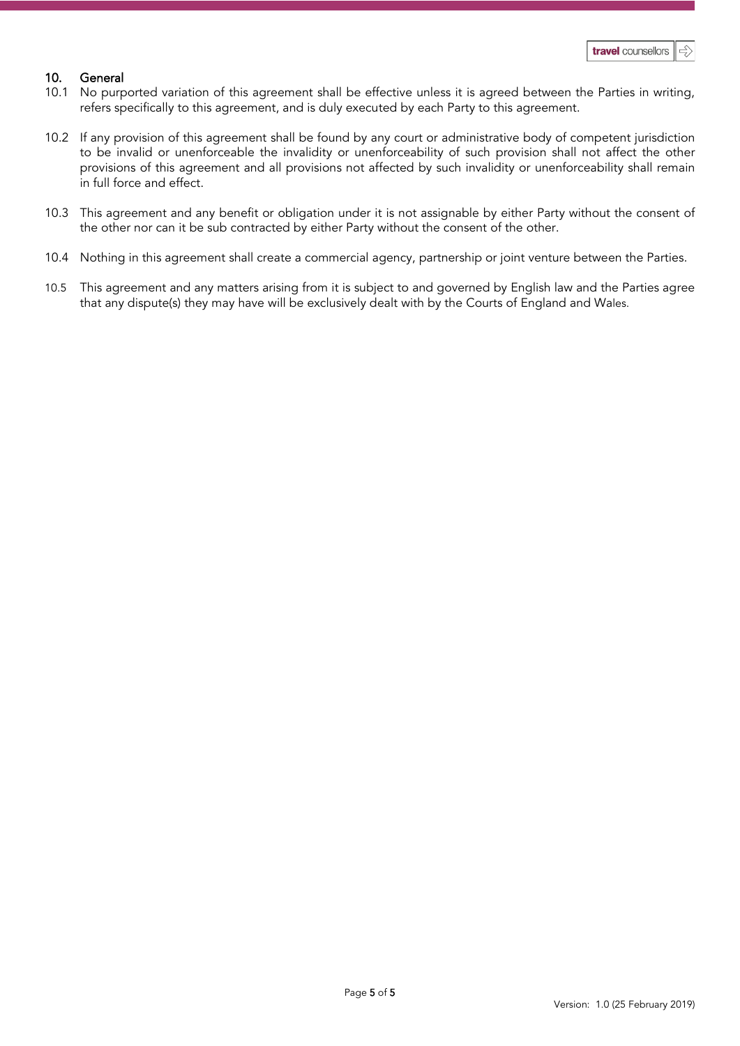## 10. General

10.1 No purported variation of this agreement shall be effective unless it is agreed between the Parties in writing, refers specifically to this agreement, and is duly executed by each Party to this agreement.

10.2 If any provision of this agreement shall be found by any court or administrative body of competent jurisdiction to be invalid or unenforceable the invalidity or unenforceability of such provision shall not affect the other provisions of this agreement and all provisions not affected by such invalidity or unenforceability shall remain in full force and effect.

10.3 This agreement and any benefit or obligation under it is not assignable by either Party without the consent of the other nor can it be sub contracted by either Party without the consent of the other.

10.4 Nothing in this agreement shall create a commercial agency, partnership or joint venture between the Parties.

10.5 This agreement and any matters arising from it is subject to and governed by English law and the Parties agree that any dispute(s) they may have will be exclusively dealt with by the Courts of England and Wales.

Version: 1.0 (25 February 2019)